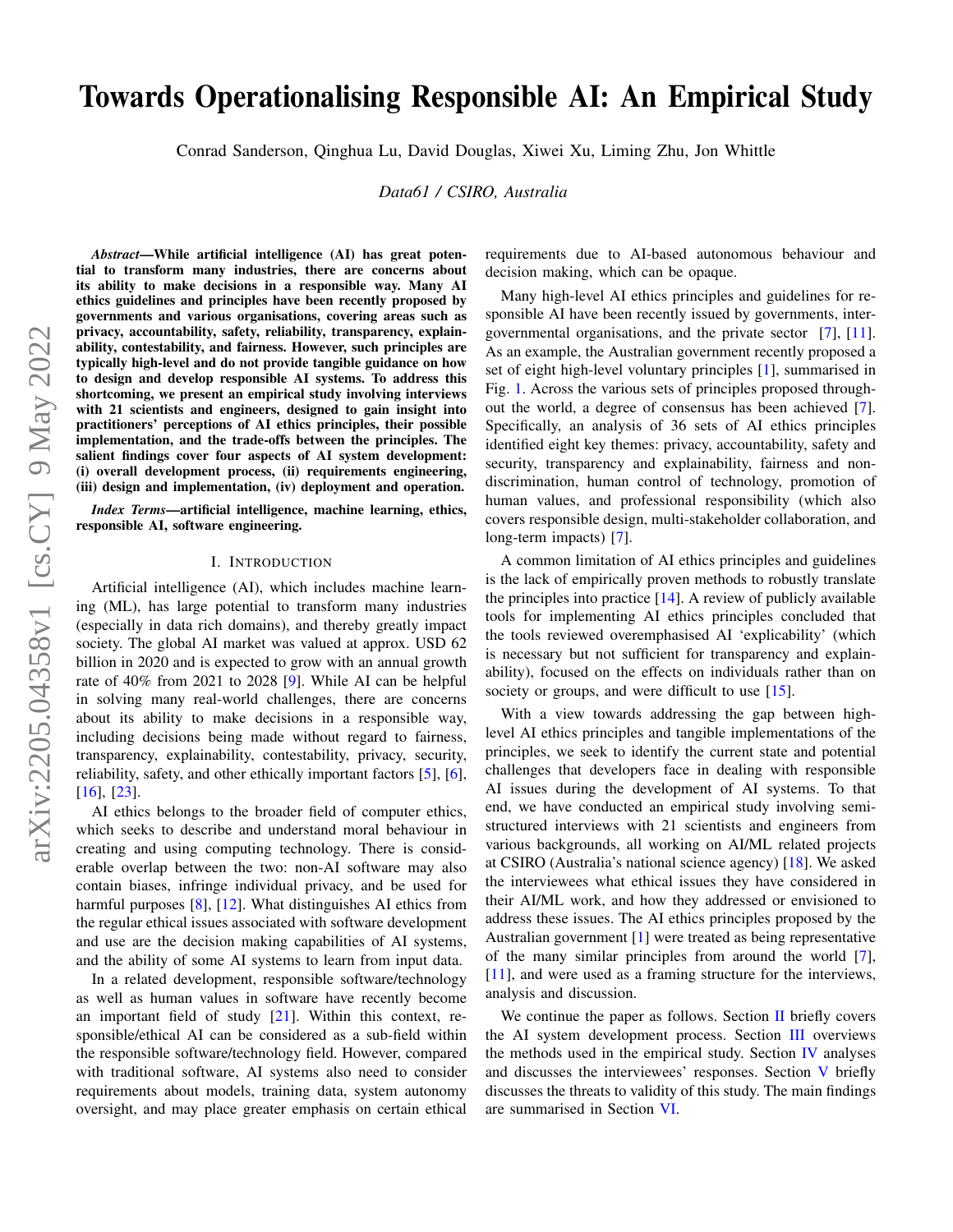# Towards Operationalising Responsible AI: An Empirical Study

Conrad Sanderson, Qinghua Lu, David Douglas, Xiwei Xu, Liming Zhu, Jon Whittle

*Data61 / CSIRO, Australia*

***Abstract*—While artificial intelligence (AI) has great potential to transform many industries, there are concerns about its ability to make decisions in a responsible way. Many AI ethics guidelines and principles have been recently proposed by governments and various organisations, covering areas such as privacy, accountability, safety, reliability, transparency, explainability, contestability, and fairness. However, such principles are typically high-level and do not provide tangible guidance on how to design and develop responsible AI systems. To address this shortcoming, we present an empirical study involving interviews with 21 scientists and engineers, designed to gain insight into practitioners' perceptions of AI ethics principles, their possible implementation, and the trade-offs between the principles. The salient findings cover four aspects of AI system development: (i) overall development process, (ii) requirements engineering, (iii) design and implementation, (iv) deployment and operation.**

***Index Terms*—artificial intelligence, machine learning, ethics, responsible AI, software engineering.**

## I. Introduction

Artificial intelligence (AI), which includes machine learning (ML), has large potential to transform many industries (especially in data rich domains), and thereby greatly impact society. The global AI market was valued at approx. USD 62 billion in 2020 and is expected to grow with an annual growth rate of 40% from 2021 to 2028 [9]. While AI can be helpful in solving many real-world challenges, there are concerns about its ability to make decisions in a responsible way, including decisions being made without regard to fairness, transparency, explainability, contestability, privacy, security, reliability, safety, and other ethically important factors [5], [6], [16], [23].

AI ethics belongs to the broader field of computer ethics, which seeks to describe and understand moral behaviour in creating and using computing technology. There is considerable overlap between the two: non-AI software may also contain biases, infringe individual privacy, and be used for harmful purposes [8], [12]. What distinguishes AI ethics from the regular ethical issues associated with software development and use are the decision making capabilities of AI systems, and the ability of some AI systems to learn from input data.

In a related development, responsible software/technology as well as human values in software have recently become an important field of study [21]. Within this context, responsible/ethical AI can be considered as a sub-field within the responsible software/technology field. However, compared with traditional software, AI systems also need to consider requirements about models, training data, system autonomy oversight, and may place greater emphasis on certain ethical requirements due to AI-based autonomous behaviour and decision making, which can be opaque.

Many high-level AI ethics principles and guidelines for responsible AI have been recently issued by governments, intergovernmental organisations, and the private sector [7], [11]. As an example, the Australian government recently proposed a set of eight high-level voluntary principles [1], summarised in Fig. 1. Across the various sets of principles proposed throughout the world, a degree of consensus has been achieved [7]. Specifically, an analysis of 36 sets of AI ethics principles identified eight key themes: privacy, accountability, safety and security, transparency and explainability, fairness and non-discrimination, human control of technology, promotion of human values, and professional responsibility (which also covers responsible design, multi-stakeholder collaboration, and long-term impacts) [7].

A common limitation of AI ethics principles and guidelines is the lack of empirically proven methods to robustly translate the principles into practice [14]. A review of publicly available tools for implementing AI ethics principles concluded that the tools reviewed overemphasised AI 'explicability' (which is necessary but not sufficient for transparency and explainability), focused on the effects on individuals rather than on society or groups, and were difficult to use [15].

With a view towards addressing the gap between high-level AI ethics principles and tangible implementations of the principles, we seek to identify the current state and potential challenges that developers face in dealing with responsible AI issues during the development of AI systems. To that end, we have conducted an empirical study involving semi-structured interviews with 21 scientists and engineers from various backgrounds, all working on AI/ML related projects at CSIRO (Australia's national science agency) [18]. We asked the interviewees what ethical issues they have considered in their AI/ML work, and how they addressed or envisioned to address these issues. The AI ethics principles proposed by the Australian government [1] were treated as being representative of the many similar principles from around the world [7], [11], and were used as a framing structure for the interviews, analysis and discussion.

We continue the paper as follows. Section II briefly covers the AI system development process. Section III overviews the methods used in the empirical study. Section IV analyses and discusses the interviewees' responses. Section V briefly discusses the threats to validity of this study. The main findings are summarised in Section VI.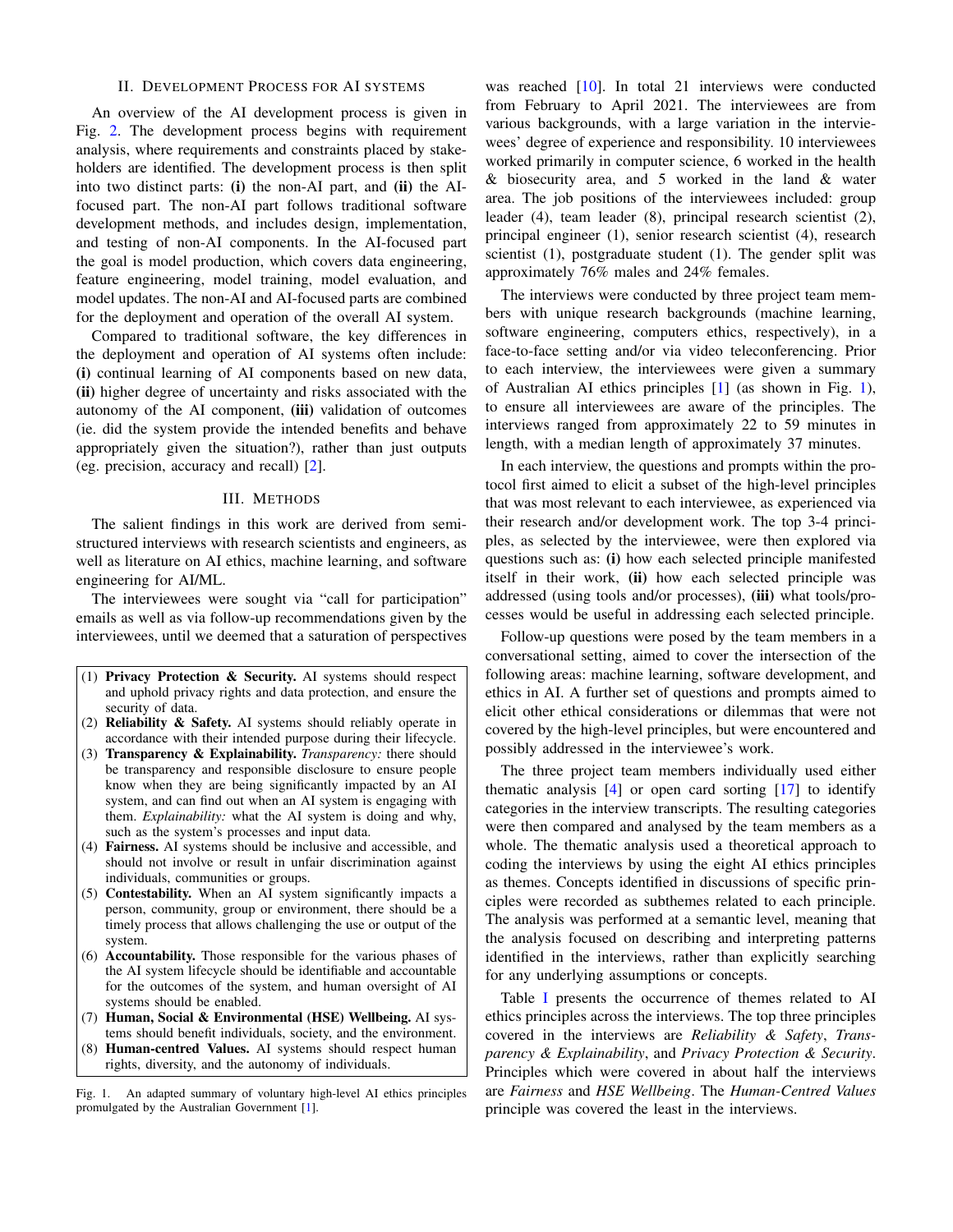## II. Development Process for AI systems

An overview of the AI development process is given in Fig. 2. The development process begins with requirement analysis, where requirements and constraints placed by stakeholders are identified. The development process is then split into two distinct parts: **(i)** the non-AI part, and **(ii)** the AI-focused part. The non-AI part follows traditional software development methods, and includes design, implementation, and testing of non-AI components. In the AI-focused part the goal is model production, which covers data engineering, feature engineering, model training, model evaluation, and model updates. The non-AI and AI-focused parts are combined for the deployment and operation of the overall AI system.

Compared to traditional software, the key differences in the deployment and operation of AI systems often include: **(i)** continual learning of AI components based on new data, **(ii)** higher degree of uncertainty and risks associated with the autonomy of the AI component, **(iii)** validation of outcomes (ie. did the system provide the intended benefits and behave appropriately given the situation?), rather than just outputs (eg. precision, accuracy and recall) [2].

## III. Methods

The salient findings in this work are derived from semi-structured interviews with research scientists and engineers, as well as literature on AI ethics, machine learning, and software engineering for AI/ML.

The interviewees were sought via "call for participation" emails as well as via follow-up recommendations given by the interviewees, until we deemed that a saturation of perspectives was reached [10]. In total 21 interviews were conducted from February to April 2021. The interviewees are from various backgrounds, with a large variation in the interviewees' degree of experience and responsibility. 10 interviewees worked primarily in computer science, 6 worked in the health & biosecurity area, and 5 worked in the land & water area. The job positions of the interviewees included: group leader (4), team leader (8), principal research scientist (2), principal engineer (1), senior research scientist (4), research scientist (1), postgraduate student (1). The gender split was approximately 76% males and 24% females.

The interviews were conducted by three project team members with unique research backgrounds (machine learning, software engineering, computers ethics, respectively), in a face-to-face setting and/or via video teleconferencing. Prior to each interview, the interviewees were given a summary of Australian AI ethics principles [1] (as shown in Fig. 1), to ensure all interviewees are aware of the principles. The interviews ranged from approximately 22 to 59 minutes in length, with a median length of approximately 37 minutes.

In each interview, the questions and prompts within the protocol first aimed to elicit a subset of the high-level principles that was most relevant to each interviewee, as experienced via their research and/or development work. The top 3-4 principles, as selected by the interviewee, were then explored via questions such as: **(i)** how each selected principle manifested itself in their work, **(ii)** how each selected principle was addressed (using tools and/or processes), **(iii)** what tools/processes would be useful in addressing each selected principle.

Follow-up questions were posed by the team members in a conversational setting, aimed to cover the intersection of the following areas: machine learning, software development, and ethics in AI. A further set of questions and prompts aimed to elicit other ethical considerations or dilemmas that were not covered by the high-level principles, but were encountered and possibly addressed in the interviewee's work.

The three project team members individually used either thematic analysis [4] or open card sorting [17] to identify categories in the interview transcripts. The resulting categories were then compared and analysed by the team members as a whole. The thematic analysis used a theoretical approach to coding the interviews by using the eight AI ethics principles as themes. Concepts identified in discussions of specific principles were recorded as subthemes related to each principle. The analysis was performed at a semantic level, meaning that the analysis focused on describing and interpreting patterns identified in the interviews, rather than explicitly searching for any underlying assumptions or concepts.

Table I presents the occurrence of themes related to AI ethics principles across the interviews. The top three principles covered in the interviews are *Reliability & Safety*, *Transparency & Explainability*, and *Privacy Protection & Security*. Principles which were covered in about half the interviews are *Fairness* and *HSE Wellbeing*. The *Human-Centred Values* principle was covered the least in the interviews.

(1) **Privacy Protection & Security.** AI systems should respect and uphold privacy rights and data protection, and ensure the security of data.
(2) **Reliability & Safety.** AI systems should reliably operate in accordance with their intended purpose during their lifecycle.
(3) **Transparency & Explainability.** *Transparency:* there should be transparency and responsible disclosure to ensure people know when they are being significantly impacted by an AI system, and can find out when an AI system is engaging with them. *Explainability:* what the AI system is doing and why, such as the system's processes and input data.
(4) **Fairness.** AI systems should be inclusive and accessible, and should not involve or result in unfair discrimination against individuals, communities or groups.
(5) **Contestability.** When an AI system significantly impacts a person, community, group or environment, there should be a timely process that allows challenging the use or output of the system.
(6) **Accountability.** Those responsible for the various phases of the AI system lifecycle should be identifiable and accountable for the outcomes of the system, and human oversight of AI systems should be enabled.
(7) **Human, Social & Environmental (HSE) Wellbeing.** AI systems should benefit individuals, society, and the environment.
(8) **Human-centred Values.** AI systems should respect human rights, diversity, and the autonomy of individuals.

Fig. 1. An adapted summary of voluntary high-level AI ethics principles promulgated by the Australian Government [1].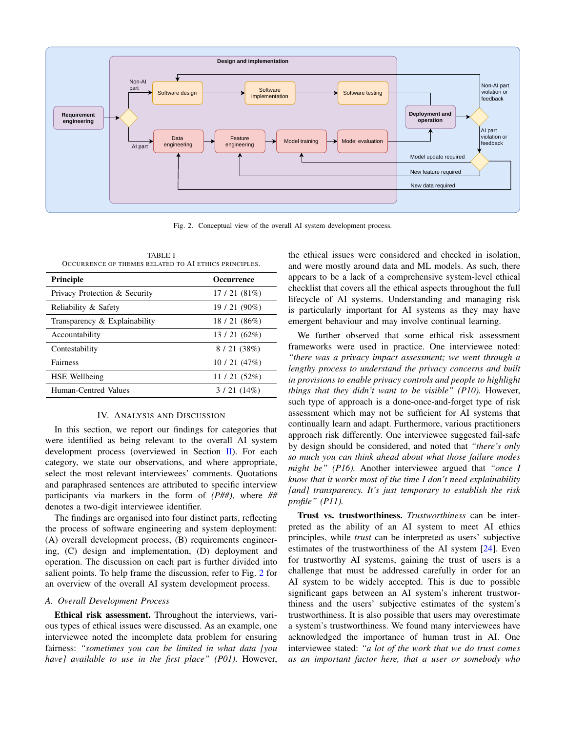Fig. 2. Conceptual view of the overall AI system development process.

TABLE I
OCCURRENCE OF THEMES RELATED TO AI ETHICS PRINCIPLES.

| Principle | Occurrence |
|---|---|
| Privacy Protection & Security | 17 / 21 (81%) |
| Reliability & Safety | 19 / 21 (90%) |
| Transparency & Explainability | 18 / 21 (86%) |
| Accountability | 13 / 21 (62%) |
| Contestability | 8 / 21 (38%) |
| Fairness | 10 / 21 (47%) |
| HSE Wellbeing | 11 / 21 (52%) |
| Human-Centred Values | 3 / 21 (14%) |

## IV. ANALYSIS AND DISCUSSION

In this section, we report our findings for categories that were identified as being relevant to the overall AI system development process (overviewed in Section II). For each category, we state our observations, and where appropriate, select the most relevant interviewees' comments. Quotations and paraphrased sentences are attributed to specific interview participants via markers in the form of *(P##)*, where *##* denotes a two-digit interviewee identifier.

The findings are organised into four distinct parts, reflecting the process of software engineering and system deployment: (A) overall development process, (B) requirements engineering, (C) design and implementation, (D) deployment and operation. The discussion on each part is further divided into salient points. To help frame the discussion, refer to Fig. 2 for an overview of the overall AI system development process.

### A. Overall Development Process

**Ethical risk assessment.** Throughout the interviews, various types of ethical issues were discussed. As an example, one interviewee noted the incomplete data problem for ensuring fairness: *"sometimes you can be limited in what data [you have] available to use in the first place" (P01)*. However, the ethical issues were considered and checked in isolation, and were mostly around data and ML models. As such, there appears to be a lack of a comprehensive system-level ethical checklist that covers all the ethical aspects throughout the full lifecycle of AI systems. Understanding and managing risk is particularly important for AI systems as they may have emergent behaviour and may involve continual learning.

We further observed that some ethical risk assessment frameworks were used in practice. One interviewee noted: *"there was a privacy impact assessment; we went through a lengthy process to understand the privacy concerns and built in provisions to enable privacy controls and people to highlight things that they didn't want to be visible" (P10)*. However, such type of approach is a done-once-and-forget type of risk assessment which may not be sufficient for AI systems that continually learn and adapt. Furthermore, various practitioners approach risk differently. One interviewee suggested fail-safe by design should be considered, and noted that *"there's only so much you can think ahead about what those failure modes might be" (P16)*. Another interviewee argued that *"once I know that it works most of the time I don't need explainability [and] transparency. It's just temporary to establish the risk profile" (P11)*.

**Trust vs. trustworthiness.** *Trustworthiness* can be interpreted as the ability of an AI system to meet AI ethics principles, while *trust* can be interpreted as users' subjective estimates of the trustworthiness of the AI system [24]. Even for trustworthy AI systems, gaining the trust of users is a challenge that must be addressed carefully in order for an AI system to be widely accepted. This is due to possible significant gaps between an AI system's inherent trustworthiness and the users' subjective estimates of the system's trustworthiness. It is also possible that users may overestimate a system's trustworthiness. We found many interviewees have acknowledged the importance of human trust in AI. One interviewee stated: *"a lot of the work that we do trust comes as an important factor here, that a user or somebody who*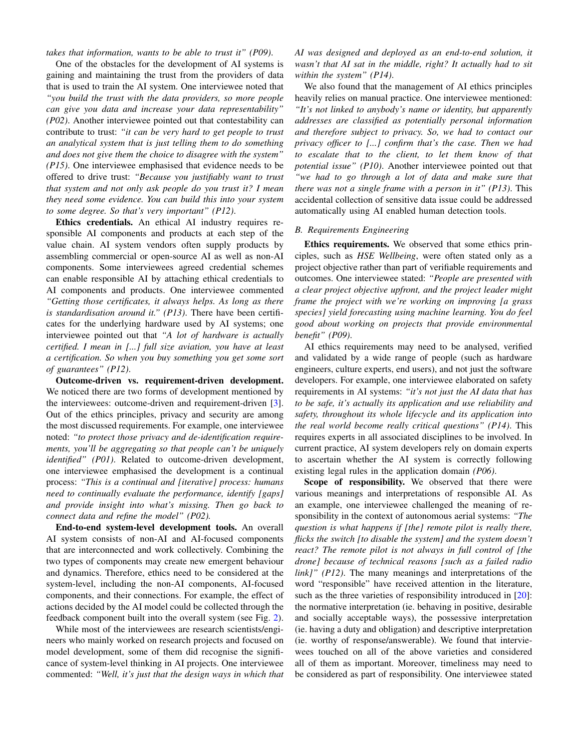*takes that information, wants to be able to trust it" (P09).*

One of the obstacles for the development of AI systems is gaining and maintaining the trust from the providers of data that is used to train the AI system. One interviewee noted that *"you build the trust with the data providers, so more people can give you data and increase your data representability" (P02).* Another interviewee pointed out that contestability can contribute to trust: *"it can be very hard to get people to trust an analytical system that is just telling them to do something and does not give them the choice to disagree with the system" (P15).* One interviewee emphasised that evidence needs to be offered to drive trust: *"Because you justifiably want to trust that system and not only ask people do you trust it? I mean they need some evidence. You can build this into your system to some degree. So that's very important" (P12).*

**Ethics credentials.** An ethical AI industry requires responsible AI components and products at each step of the value chain. AI system vendors often supply products by assembling commercial or open-source AI as well as non-AI components. Some interviewees agreed credential schemes can enable responsible AI by attaching ethical credentials to AI components and products. One interviewee commented *"Getting those certificates, it always helps. As long as there is standardisation around it." (P13).* There have been certificates for the underlying hardware used by AI systems; one interviewee pointed out that *"A lot of hardware is actually certified. I mean in [...] full size aviation, you have at least a certification. So when you buy something you get some sort of guarantees" (P12).*

**Outcome-driven vs. requirement-driven development.** We noticed there are two forms of development mentioned by the interviewees: outcome-driven and requirement-driven [3]. Out of the ethics principles, privacy and security are among the most discussed requirements. For example, one interviewee noted: *"to protect those privacy and de-identification requirements, you'll be aggregating so that people can't be uniquely identified" (P01).* Related to outcome-driven development, one interviewee emphasised the development is a continual process: *"This is a continual and [iterative] process: humans need to continually evaluate the performance, identify [gaps] and provide insight into what's missing. Then go back to connect data and refine the model" (P02).*

**End-to-end system-level development tools.** An overall AI system consists of non-AI and AI-focused components that are interconnected and work collectively. Combining the two types of components may create new emergent behaviour and dynamics. Therefore, ethics need to be considered at the system-level, including the non-AI components, AI-focused components, and their connections. For example, the effect of actions decided by the AI model could be collected through the feedback component built into the overall system (see Fig. 2).

While most of the interviewees are research scientists/engineers who mainly worked on research projects and focused on model development, some of them did recognise the significance of system-level thinking in AI projects. One interviewee commented: *"Well, it's just that the design ways in which that AI was designed and deployed as an end-to-end solution, it wasn't that AI sat in the middle, right? It actually had to sit within the system" (P14).*

We also found that the management of AI ethics principles heavily relies on manual practice. One interviewee mentioned: *"It's not linked to anybody's name or identity, but apparently addresses are classified as potentially personal information and therefore subject to privacy. So, we had to contact our privacy officer to [...] confirm that's the case. Then we had to escalate that to the client, to let them know of that potential issue" (P10).* Another interviewee pointed out that *"we had to go through a lot of data and make sure that there was not a single frame with a person in it" (P13).* This accidental collection of sensitive data issue could be addressed automatically using AI enabled human detection tools.

### B. Requirements Engineering

**Ethics requirements.** We observed that some ethics principles, such as *HSE Wellbeing*, were often stated only as a project objective rather than part of verifiable requirements and outcomes. One interviewee stated: *"People are presented with a clear project objective upfront, and the project leader might frame the project with we're working on improving [a grass species] yield forecasting using machine learning. You do feel good about working on projects that provide environmental benefit" (P09).*

AI ethics requirements may need to be analysed, verified and validated by a wide range of people (such as hardware engineers, culture experts, end users), and not just the software developers. For example, one interviewee elaborated on safety requirements in AI systems: *"it's not just the AI data that has to be safe, it's actually its application and use reliability and safety, throughout its whole lifecycle and its application into the real world become really critical questions" (P14).* This requires experts in all associated disciplines to be involved. In current practice, AI system developers rely on domain experts to ascertain whether the AI system is correctly following existing legal rules in the application domain *(P06).*

**Scope of responsibility.** We observed that there were various meanings and interpretations of responsible AI. As an example, one interviewee challenged the meaning of responsibility in the context of autonomous aerial systems: *"The question is what happens if [the] remote pilot is really there, flicks the switch [to disable the system] and the system doesn't react? The remote pilot is not always in full control of [the drone] because of technical reasons [such as a failed radio link]" (P12).* The many meanings and interpretations of the word "responsible" have received attention in the literature, such as the three varieties of responsibility introduced in [20]: the normative interpretation (ie. behaving in positive, desirable and socially acceptable ways), the possessive interpretation (ie. having a duty and obligation) and descriptive interpretation (ie. worthy of response/answerable). We found that interviewees touched on all of the above varieties and considered all of them as important. Moreover, timeliness may need to be considered as part of responsibility. One interviewee stated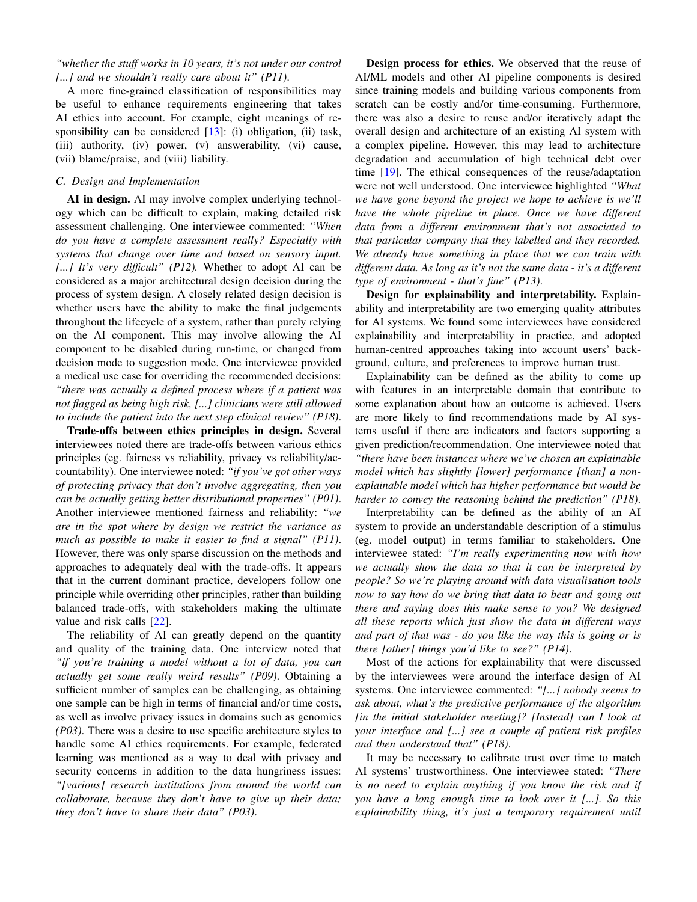*"whether the stuff works in 10 years, it's not under our control [...] and we shouldn't really care about it" (P11).*

A more fine-grained classification of responsibilities may be useful to enhance requirements engineering that takes AI ethics into account. For example, eight meanings of responsibility can be considered [13]: (i) obligation, (ii) task, (iii) authority, (iv) power, (v) answerability, (vi) cause, (vii) blame/praise, and (viii) liability.

### C. Design and Implementation

**AI in design.** AI may involve complex underlying technology which can be difficult to explain, making detailed risk assessment challenging. One interviewee commented: *"When do you have a complete assessment really? Especially with systems that change over time and based on sensory input. [...] It's very difficult" (P12).* Whether to adopt AI can be considered as a major architectural design decision during the process of system design. A closely related design decision is whether users have the ability to make the final judgements throughout the lifecycle of a system, rather than purely relying on the AI component. This may involve allowing the AI component to be disabled during run-time, or changed from decision mode to suggestion mode. One interviewee provided a medical use case for overriding the recommended decisions: *"there was actually a defined process where if a patient was not flagged as being high risk, [...] clinicians were still allowed to include the patient into the next step clinical review" (P18).*

**Trade-offs between ethics principles in design.** Several interviewees noted there are trade-offs between various ethics principles (eg. fairness vs reliability, privacy vs reliability/accountability). One interviewee noted: *"if you've got other ways of protecting privacy that don't involve aggregating, then you can be actually getting better distributional properties" (P01).* Another interviewee mentioned fairness and reliability: *"we are in the spot where by design we restrict the variance as much as possible to make it easier to find a signal" (P11).* However, there was only sparse discussion on the methods and approaches to adequately deal with the trade-offs. It appears that in the current dominant practice, developers follow one principle while overriding other principles, rather than building balanced trade-offs, with stakeholders making the ultimate value and risk calls [22].

The reliability of AI can greatly depend on the quantity and quality of the training data. One interview noted that *"if you're training a model without a lot of data, you can actually get some really weird results" (P09).* Obtaining a sufficient number of samples can be challenging, as obtaining one sample can be high in terms of financial and/or time costs, as well as involve privacy issues in domains such as genomics *(P03)*. There was a desire to use specific architecture styles to handle some AI ethics requirements. For example, federated learning was mentioned as a way to deal with privacy and security concerns in addition to the data hungriness issues: *"[various] research institutions from around the world can collaborate, because they don't have to give up their data; they don't have to share their data" (P03).*

**Design process for ethics.** We observed that the reuse of AI/ML models and other AI pipeline components is desired since training models and building various components from scratch can be costly and/or time-consuming. Furthermore, there was also a desire to reuse and/or iteratively adapt the overall design and architecture of an existing AI system with a complex pipeline. However, this may lead to architecture degradation and accumulation of high technical debt over time [19]. The ethical consequences of the reuse/adaptation were not well understood. One interviewee highlighted *"What we have gone beyond the project we hope to achieve is we'll have the whole pipeline in place. Once we have different data from a different environment that's not associated to that particular company that they labelled and they recorded. We already have something in place that we can train with different data. As long as it's not the same data - it's a different type of environment - that's fine" (P13).*

**Design for explainability and interpretability.** Explainability and interpretability are two emerging quality attributes for AI systems. We found some interviewees have considered explainability and interpretability in practice, and adopted human-centred approaches taking into account users' background, culture, and preferences to improve human trust.

Explainability can be defined as the ability to come up with features in an interpretable domain that contribute to some explanation about how an outcome is achieved. Users are more likely to find recommendations made by AI systems useful if there are indicators and factors supporting a given prediction/recommendation. One interviewee noted that *"there have been instances where we've chosen an explainable model which has slightly [lower] performance [than] a non-explainable model which has higher performance but would be harder to convey the reasoning behind the prediction" (P18).*

Interpretability can be defined as the ability of an AI system to provide an understandable description of a stimulus (eg. model output) in terms familiar to stakeholders. One interviewee stated: *"I'm really experimenting now with how we actually show the data so that it can be interpreted by people? So we're playing around with data visualisation tools now to say how do we bring that data to bear and going out there and saying does this make sense to you? We designed all these reports which just show the data in different ways and part of that was - do you like the way this is going or is there [other] things you'd like to see?" (P14).*

Most of the actions for explainability that were discussed by the interviewees were around the interface design of AI systems. One interviewee commented: *"[...] nobody seems to ask about, what's the predictive performance of the algorithm [in the initial stakeholder meeting]? [Instead] can I look at your interface and [...] see a couple of patient risk profiles and then understand that" (P18).*

It may be necessary to calibrate trust over time to match AI systems' trustworthiness. One interviewee stated: *"There is no need to explain anything if you know the risk and if you have a long enough time to look over it [...]. So this explainability thing, it's just a temporary requirement until*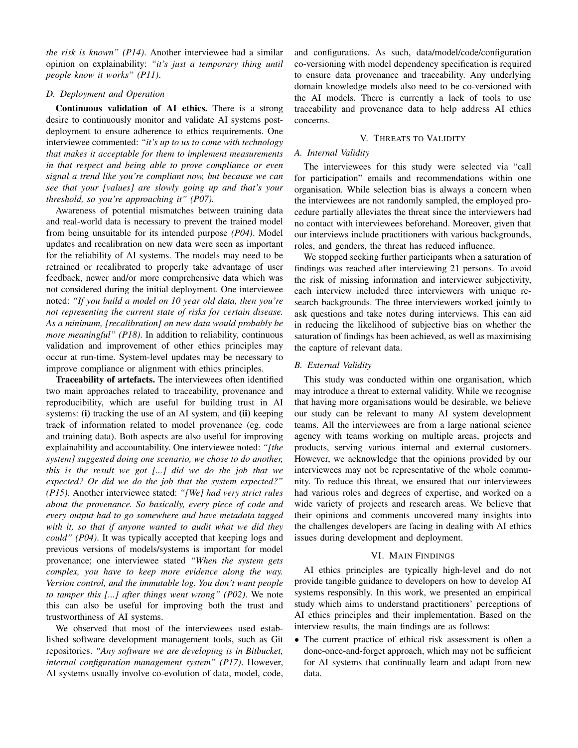*the risk is known" (P14)*. Another interviewee had a similar opinion on explainability: *"it's just a temporary thing until people know it works" (P11)*.

### D. Deployment and Operation

**Continuous validation of AI ethics.** There is a strong desire to continuously monitor and validate AI systems post-deployment to ensure adherence to ethics requirements. One interviewee commented: *"it's up to us to come with technology that makes it acceptable for them to implement measurements in that respect and being able to prove compliance or even signal a trend like you're compliant now, but because we can see that your [values] are slowly going up and that's your threshold, so you're approaching it" (P07).*

Awareness of potential mismatches between training data and real-world data is necessary to prevent the trained model from being unsuitable for its intended purpose *(P04)*. Model updates and recalibration on new data were seen as important for the reliability of AI systems. The models may need to be retrained or recalibrated to properly take advantage of user feedback, newer and/or more comprehensive data which was not considered during the initial deployment. One interviewee noted: *"If you build a model on 10 year old data, then you're not representing the current state of risks for certain disease. As a minimum, [recalibration] on new data would probably be more meaningful" (P18)*. In addition to reliability, continuous validation and improvement of other ethics principles may occur at run-time. System-level updates may be necessary to improve compliance or alignment with ethics principles.

**Traceability of artefacts.** The interviewees often identified two main approaches related to traceability, provenance and reproducibility, which are useful for building trust in AI systems: **(i)** tracking the use of an AI system, and **(ii)** keeping track of information related to model provenance (eg. code and training data). Both aspects are also useful for improving explainability and accountability. One interviewee noted: *"[the system] suggested doing one scenario, we chose to do another, this is the result we got [...] did we do the job that we expected? Or did we do the job that the system expected?" (P15)*. Another interviewee stated: *"[We] had very strict rules about the provenance. So basically, every piece of code and every output had to go somewhere and have metadata tagged with it, so that if anyone wanted to audit what we did they could" (P04)*. It was typically accepted that keeping logs and previous versions of models/systems is important for model provenance; one interviewee stated *"When the system gets complex, you have to keep more evidence along the way. Version control, and the immutable log. You don't want people to tamper this [...] after things went wrong" (P02)*. We note this can also be useful for improving both the trust and trustworthiness of AI systems.

We observed that most of the interviewees used established software development management tools, such as Git repositories. *"Any software we are developing is in Bitbucket, internal configuration management system" (P17)*. However, AI systems usually involve co-evolution of data, model, code, and configurations. As such, data/model/code/configuration co-versioning with model dependency specification is required to ensure data provenance and traceability. Any underlying domain knowledge models also need to be co-versioned with the AI models. There is currently a lack of tools to use traceability and provenance data to help address AI ethics concerns.

## V. Threats to Validity

### A. Internal Validity

The interviewees for this study were selected via "call for participation" emails and recommendations within one organisation. While selection bias is always a concern when the interviewees are not randomly sampled, the employed procedure partially alleviates the threat since the interviewers had no contact with interviewees beforehand. Moreover, given that our interviews include practitioners with various backgrounds, roles, and genders, the threat has reduced influence.

We stopped seeking further participants when a saturation of findings was reached after interviewing 21 persons. To avoid the risk of missing information and interviewer subjectivity, each interview included three interviewers with unique research backgrounds. The three interviewers worked jointly to ask questions and take notes during interviews. This can aid in reducing the likelihood of subjective bias on whether the saturation of findings has been achieved, as well as maximising the capture of relevant data.

### B. External Validity

This study was conducted within one organisation, which may introduce a threat to external validity. While we recognise that having more organisations would be desirable, we believe our study can be relevant to many AI system development teams. All the interviewees are from a large national science agency with teams working on multiple areas, projects and products, serving various internal and external customers. However, we acknowledge that the opinions provided by our interviewees may not be representative of the whole community. To reduce this threat, we ensured that our interviewees had various roles and degrees of expertise, and worked on a wide variety of projects and research areas. We believe that their opinions and comments uncovered many insights into the challenges developers are facing in dealing with AI ethics issues during development and deployment.

## VI. Main Findings

AI ethics principles are typically high-level and do not provide tangible guidance to developers on how to develop AI systems responsibly. In this work, we presented an empirical study which aims to understand practitioners' perceptions of AI ethics principles and their implementation. Based on the interview results, the main findings are as follows:

- The current practice of ethical risk assessment is often a done-once-and-forget approach, which may not be sufficient for AI systems that continually learn and adapt from new data.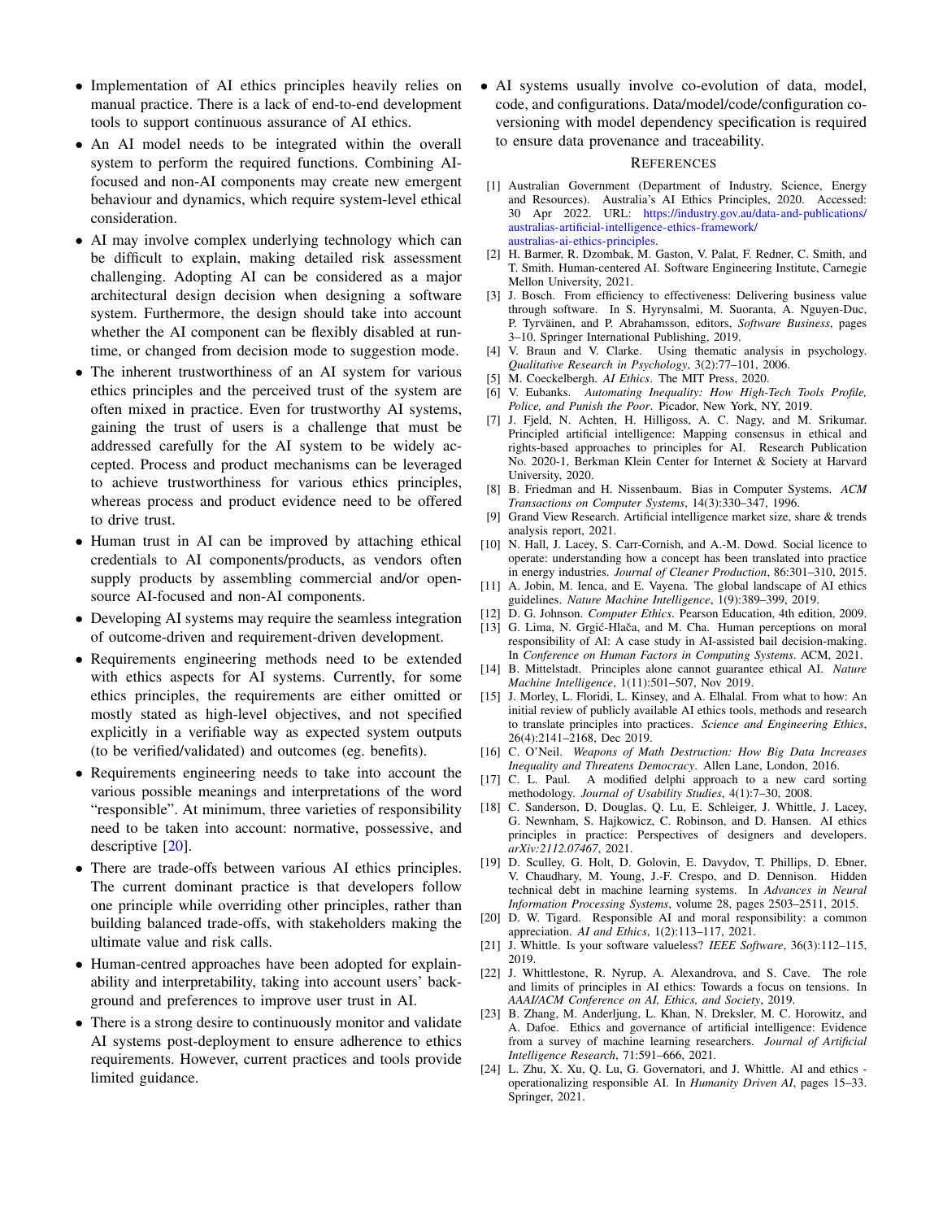- Implementation of AI ethics principles heavily relies on manual practice. There is a lack of end-to-end development tools to support continuous assurance of AI ethics.
- An AI model needs to be integrated within the overall system to perform the required functions. Combining AI-focused and non-AI components may create new emergent behaviour and dynamics, which require system-level ethical consideration.
- AI may involve complex underlying technology which can be difficult to explain, making detailed risk assessment challenging. Adopting AI can be considered as a major architectural design decision when designing a software system. Furthermore, the design should take into account whether the AI component can be flexibly disabled at run-time, or changed from decision mode to suggestion mode.
- The inherent trustworthiness of an AI system for various ethics principles and the perceived trust of the system are often mixed in practice. Even for trustworthy AI systems, gaining the trust of users is a challenge that must be addressed carefully for the AI system to be widely accepted. Process and product mechanisms can be leveraged to achieve trustworthiness for various ethics principles, whereas process and product evidence need to be offered to drive trust.
- Human trust in AI can be improved by attaching ethical credentials to AI components/products, as vendors often supply products by assembling commercial and/or open-source AI-focused and non-AI components.
- Developing AI systems may require the seamless integration of outcome-driven and requirement-driven development.
- Requirements engineering methods need to be extended with ethics aspects for AI systems. Currently, for some ethics principles, the requirements are either omitted or mostly stated as high-level objectives, and not specified explicitly in a verifiable way as expected system outputs (to be verified/validated) and outcomes (eg. benefits).
- Requirements engineering needs to take into account the various possible meanings and interpretations of the word "responsible". At minimum, three varieties of responsibility need to be taken into account: normative, possessive, and descriptive [20].
- There are trade-offs between various AI ethics principles. The current dominant practice is that developers follow one principle while overriding other principles, rather than building balanced trade-offs, with stakeholders making the ultimate value and risk calls.
- Human-centred approaches have been adopted for explainability and interpretability, taking into account users' background and preferences to improve user trust in AI.
- There is a strong desire to continuously monitor and validate AI systems post-deployment to ensure adherence to ethics requirements. However, current practices and tools provide limited guidance.
- AI systems usually involve co-evolution of data, model, code, and configurations. Data/model/code/configuration co-versioning with model dependency specification is required to ensure data provenance and traceability.

## References

[1] Australian Government (Department of Industry, Science, Energy and Resources). Australia's AI Ethics Principles, 2020. Accessed: 30 Apr 2022. URL: https://industry.gov.au/data-and-publications/australias-artificial-intelligence-ethics-framework/australias-ai-ethics-principles.

[2] H. Barmer, R. Dzombak, M. Gaston, V. Palat, F. Redner, C. Smith, and T. Smith. Human-centered AI. Software Engineering Institute, Carnegie Mellon University, 2021.

[3] J. Bosch. From efficiency to effectiveness: Delivering business value through software. In S. Hyrynsalmi, M. Suoranta, A. Nguyen-Duc, P. Tyrväinen, and P. Abrahamsson, editors, *Software Business*, pages 3–10. Springer International Publishing, 2019.

[4] V. Braun and V. Clarke. Using thematic analysis in psychology. *Qualitative Research in Psychology*, 3(2):77–101, 2006.

[5] M. Coeckelbergh. *AI Ethics*. The MIT Press, 2020.

[6] V. Eubanks. *Automating Inequality: How High-Tech Tools Profile, Police, and Punish the Poor*. Picador, New York, NY, 2019.

[7] J. Fjeld, N. Achten, H. Hilligoss, A. C. Nagy, and M. Srikumar. Principled artificial intelligence: Mapping consensus in ethical and rights-based approaches to principles for AI. Research Publication No. 2020-1, Berkman Klein Center for Internet & Society at Harvard University, 2020.

[8] B. Friedman and H. Nissenbaum. Bias in Computer Systems. *ACM Transactions on Computer Systems*, 14(3):330–347, 1996.

[9] Grand View Research. Artificial intelligence market size, share & trends analysis report, 2021.

[10] N. Hall, J. Lacey, S. Carr-Cornish, and A.-M. Dowd. Social licence to operate: understanding how a concept has been translated into practice in energy industries. *Journal of Cleaner Production*, 86:301–310, 2015.

[11] A. Jobin, M. Ienca, and E. Vayena. The global landscape of AI ethics guidelines. *Nature Machine Intelligence*, 1(9):389–399, 2019.

[12] D. G. Johnson. *Computer Ethics*. Pearson Education, 4th edition, 2009.

[13] G. Lima, N. Grgić-Hlača, and M. Cha. Human perceptions on moral responsibility of AI: A case study in AI-assisted bail decision-making. In *Conference on Human Factors in Computing Systems*. ACM, 2021.

[14] B. Mittelstadt. Principles alone cannot guarantee ethical AI. *Nature Machine Intelligence*, 1(11):501–507, Nov 2019.

[15] J. Morley, L. Floridi, L. Kinsey, and A. Elhalal. From what to how: An initial review of publicly available AI ethics tools, methods and research to translate principles into practices. *Science and Engineering Ethics*, 26(4):2141–2168, Dec 2019.

[16] C. O'Neil. *Weapons of Math Destruction: How Big Data Increases Inequality and Threatens Democracy*. Allen Lane, London, 2016.

[17] C. L. Paul. A modified delphi approach to a new card sorting methodology. *Journal of Usability Studies*, 4(1):7–30, 2008.

[18] C. Sanderson, D. Douglas, Q. Lu, E. Schleiger, J. Whittle, J. Lacey, G. Newnham, S. Hajkowicz, C. Robinson, and D. Hansen. AI ethics principles in practice: Perspectives of designers and developers. *arXiv:2112.07467*, 2021.

[19] D. Sculley, G. Holt, D. Golovin, E. Davydov, T. Phillips, D. Ebner, V. Chaudhary, M. Young, J.-F. Crespo, and D. Dennison. Hidden technical debt in machine learning systems. In *Advances in Neural Information Processing Systems*, volume 28, pages 2503–2511, 2015.

[20] D. W. Tigard. Responsible AI and moral responsibility: a common appreciation. *AI and Ethics*, 1(2):113–117, 2021.

[21] J. Whittle. Is your software valueless? *IEEE Software*, 36(3):112–115, 2019.

[22] J. Whittlestone, R. Nyrup, A. Alexandrova, and S. Cave. The role and limits of principles in AI ethics: Towards a focus on tensions. In *AAAI/ACM Conference on AI, Ethics, and Society*, 2019.

[23] B. Zhang, M. Anderljung, L. Khan, N. Dreksler, M. C. Horowitz, and A. Dafoe. Ethics and governance of artificial intelligence: Evidence from a survey of machine learning researchers. *Journal of Artificial Intelligence Research*, 71:591–666, 2021.

[24] L. Zhu, X. Xu, Q. Lu, G. Governatori, and J. Whittle. AI and ethics - operationalizing responsible AI. In *Humanity Driven AI*, pages 15–33. Springer, 2021.